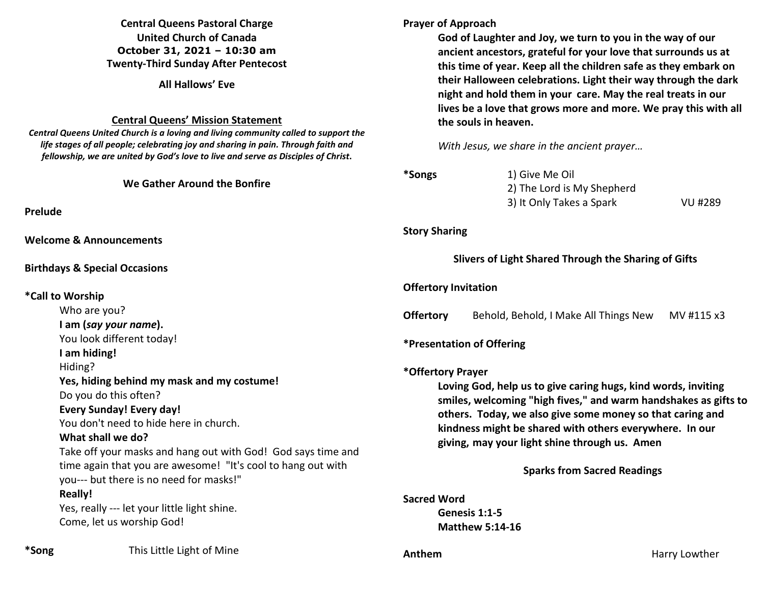**Central Queens Pastoral Charge**
**United Church of Canada**
**October 31, 2021 – 10:30 am**
**Twenty-Third Sunday After Pentecost**

**All Hallows' Eve**

## Central Queens' Mission Statement

***Central Queens United Church is a loving and living community called to support the life stages of all people; celebrating joy and sharing in pain. Through faith and fellowship, we are united by God's love to live and serve as Disciples of Christ.***

### We Gather Around the Bonfire

**Prelude**

**Welcome & Announcements**

**Birthdays & Special Occasions**

**\*Call to Worship**

Who are you?
**I am (*say your name*).**
You look different today!
**I am hiding!**
Hiding?
**Yes, hiding behind my mask and my costume!**
Do you do this often?
**Every Sunday! Every day!**
You don't need to hide here in church.
**What shall we do?**
Take off your masks and hang out with God! God says time and time again that you are awesome! "It's cool to hang out with you--- but there is no need for masks!"
**Really!**
Yes, really --- let your little light shine.
Come, let us worship God!

**\*Song** This Little Light of Mine

**Prayer of Approach**

**God of Laughter and Joy, we turn to you in the way of our ancient ancestors, grateful for your love that surrounds us at this time of year. Keep all the children safe as they embark on their Halloween celebrations. Light their way through the dark night and hold them in your care. May the real treats in our lives be a love that grows more and more. We pray this with all the souls in heaven.**

*With Jesus, we share in the ancient prayer…*

**\*Songs**
1) Give Me Oil
2) The Lord is My Shepherd
3) It Only Takes a Spark VU #289

**Story Sharing**

### Slivers of Light Shared Through the Sharing of Gifts

**Offertory Invitation**

**Offertory** Behold, Behold, I Make All Things New MV #115 x3

**\*Presentation of Offering**

**\*Offertory Prayer**

**Loving God, help us to give caring hugs, kind words, inviting smiles, welcoming "high fives," and warm handshakes as gifts to others. Today, we also give some money so that caring and kindness might be shared with others everywhere. In our giving, may your light shine through us. Amen**

### Sparks from Sacred Readings

**Sacred Word**
**Genesis 1:1-5**
**Matthew 5:14-16**

**Anthem** Harry Lowther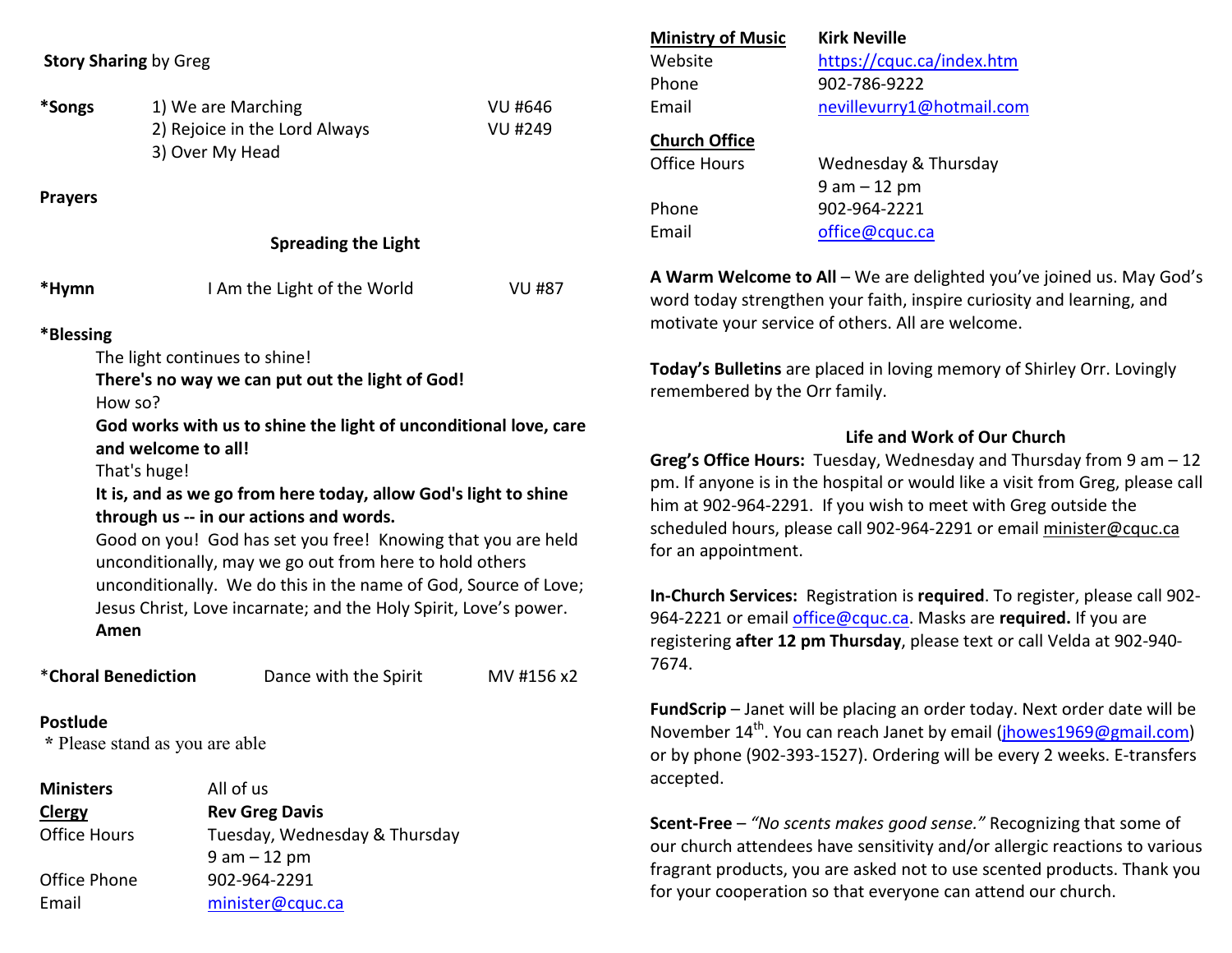**Story Sharing** by Greg

| **\*Songs** | 1) We are Marching | VU #646 |
|---|---|---|
| | 2) Rejoice in the Lord Always | VU #249 |
| | 3) Over My Head | |

**Prayers**

**Spreading the Light**

| **\*Hymn** | I Am the Light of the World | VU #87 |
|---|---|---|

**\*Blessing**

The light continues to shine!
**There's no way we can put out the light of God!**
How so?
**God works with us to shine the light of unconditional love, care and welcome to all!**
That's huge!
**It is, and as we go from here today, allow God's light to shine through us -- in our actions and words.**
Good on you! God has set you free! Knowing that you are held unconditionally, may we go out from here to hold others unconditionally. We do this in the name of God, Source of Love; Jesus Christ, Love incarnate; and the Holy Spirit, Love's power.
**Amen**

| \***Choral Benediction** | Dance with the Spirit | MV #156 x2 |
|---|---|---|

**Postlude**

\* Please stand as you are able

| | |
|---|---|
| **Ministers** | All of us |
| **Clergy** | **Rev Greg Davis** |
| Office Hours | Tuesday, Wednesday & Thursday 9 am – 12 pm |
| Office Phone | 902-964-2291 |
| Email | minister@cquc.ca |
| **Ministry of Music** | **Kirk Neville** |
| Website | https://cquc.ca/index.htm |
| Phone | 902-786-9222 |
| Email | nevillevurry1@hotmail.com |
| **Church Office** | |
| Office Hours | Wednesday & Thursday 9 am – 12 pm |
| Phone | 902-964-2221 |
| Email | office@cquc.ca |

**A Warm Welcome to All** – We are delighted you've joined us. May God's word today strengthen your faith, inspire curiosity and learning, and motivate your service of others. All are welcome.

**Today's Bulletins** are placed in loving memory of Shirley Orr. Lovingly remembered by the Orr family.

## Life and Work of Our Church

**Greg's Office Hours:** Tuesday, Wednesday and Thursday from 9 am – 12 pm. If anyone is in the hospital or would like a visit from Greg, please call him at 902-964-2291. If you wish to meet with Greg outside the scheduled hours, please call 902-964-2291 or email minister@cquc.ca for an appointment.

**In-Church Services:** Registration is **required**. To register, please call 902-964-2221 or email office@cquc.ca. Masks are **required.** If you are registering **after 12 pm Thursday**, please text or call Velda at 902-940-7674.

**FundScrip** – Janet will be placing an order today. Next order date will be November 14th. You can reach Janet by email (jhowes1969@gmail.com) or by phone (902-393-1527). Ordering will be every 2 weeks. E-transfers accepted.

**Scent-Free** – *"No scents makes good sense."* Recognizing that some of our church attendees have sensitivity and/or allergic reactions to various fragrant products, you are asked not to use scented products. Thank you for your cooperation so that everyone can attend our church.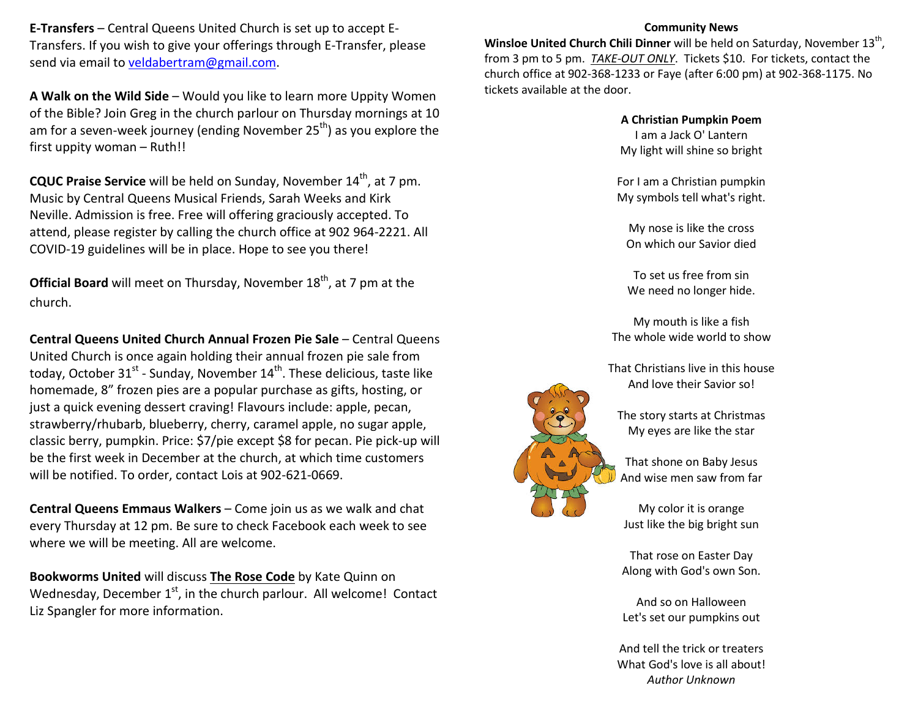**E-Transfers** – Central Queens United Church is set up to accept E-Transfers. If you wish to give your offerings through E-Transfer, please send via email to veldabertram@gmail.com.

**A Walk on the Wild Side** – Would you like to learn more Uppity Women of the Bible? Join Greg in the church parlour on Thursday mornings at 10 am for a seven-week journey (ending November 25th) as you explore the first uppity woman – Ruth!!

**CQUC Praise Service** will be held on Sunday, November 14th, at 7 pm. Music by Central Queens Musical Friends, Sarah Weeks and Kirk Neville. Admission is free. Free will offering graciously accepted. To attend, please register by calling the church office at 902 964-2221. All COVID-19 guidelines will be in place. Hope to see you there!

**Official Board** will meet on Thursday, November 18th, at 7 pm at the church.

**Central Queens United Church Annual Frozen Pie Sale** – Central Queens United Church is once again holding their annual frozen pie sale from today, October 31st - Sunday, November 14th. These delicious, taste like homemade, 8" frozen pies are a popular purchase as gifts, hosting, or just a quick evening dessert craving! Flavours include: apple, pecan, strawberry/rhubarb, blueberry, cherry, caramel apple, no sugar apple, classic berry, pumpkin. Price: $7/pie except $8 for pecan. Pie pick-up will be the first week in December at the church, at which time customers will be notified. To order, contact Lois at 902-621-0669.

**Central Queens Emmaus Walkers** – Come join us as we walk and chat every Thursday at 12 pm. Be sure to check Facebook each week to see where we will be meeting. All are welcome.

**Bookworms United** will discuss **The Rose Code** by Kate Quinn on Wednesday, December 1st, in the church parlour. All welcome! Contact Liz Spangler for more information.

**Community News**

**Winsloe United Church Chili Dinner** will be held on Saturday, November 13th, from 3 pm to 5 pm. *TAKE-OUT ONLY*. Tickets $10. For tickets, contact the church office at 902-368-1233 or Faye (after 6:00 pm) at 902-368-1175. No tickets available at the door.

**A Christian Pumpkin Poem**

I am a Jack O' Lantern
My light will shine so bright

For I am a Christian pumpkin
My symbols tell what's right.

My nose is like the cross
On which our Savior died

To set us free from sin
We need no longer hide.

My mouth is like a fish
The whole wide world to show

That Christians live in this house
And love their Savior so!

The story starts at Christmas
My eyes are like the star

That shone on Baby Jesus
And wise men saw from far

My color it is orange
Just like the big bright sun

That rose on Easter Day
Along with God's own Son.

And so on Halloween
Let's set our pumpkins out

And tell the trick or treaters
What God's love is all about!

*Author Unknown*